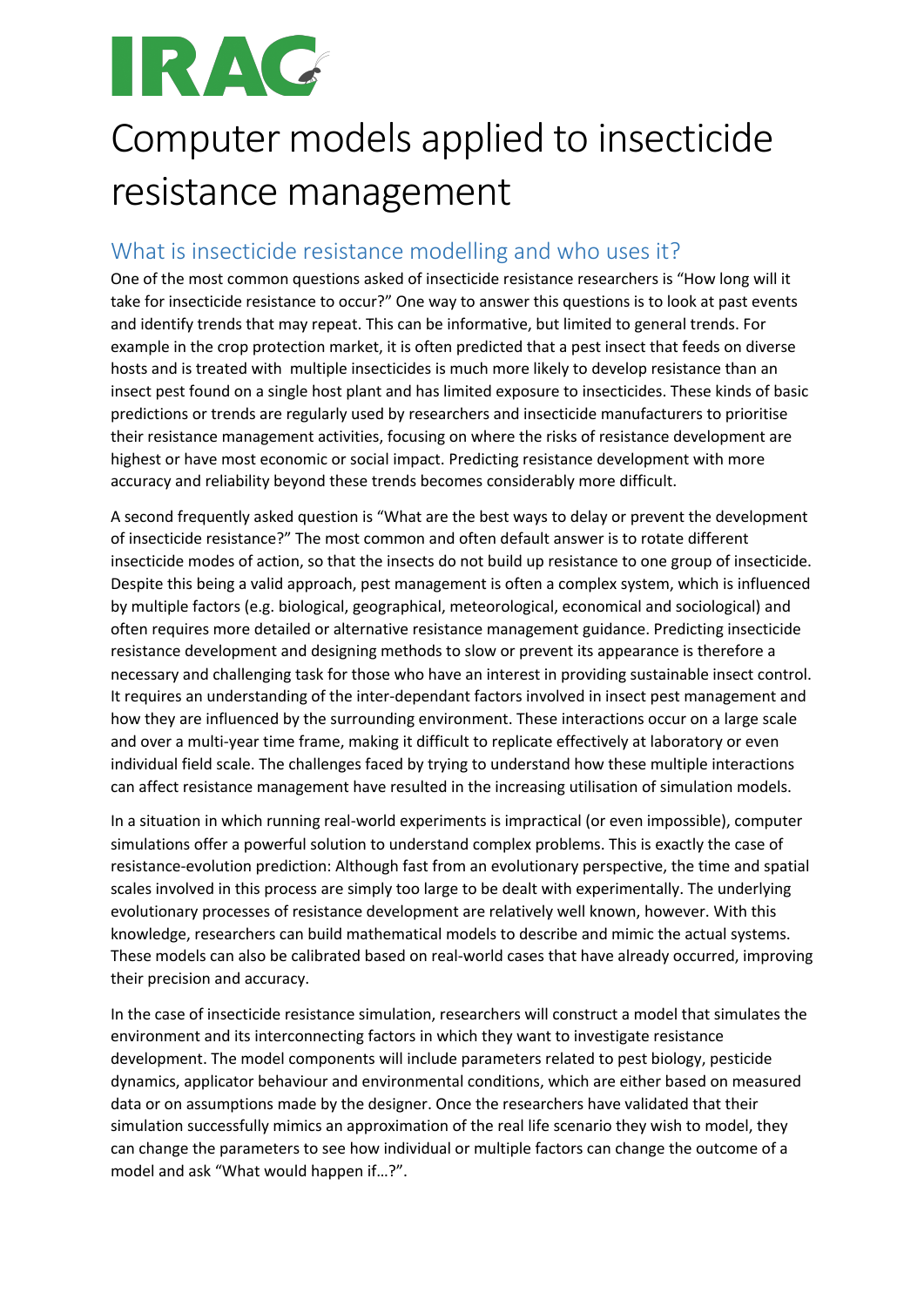# Computer models applied to insecticide resistance management

## What is insecticide resistance modelling and who uses it?

One of the most common questions asked of insecticide resistance researchers is "How long will it take for insecticide resistance to occur?" One way to answer this questions is to look at past events and identify trends that may repeat. This can be informative, but limited to general trends. For example in the crop protection market, it is often predicted that a pest insect that feeds on diverse hosts and is treated with multiple insecticides is much more likely to develop resistance than an insect pest found on a single host plant and has limited exposure to insecticides. These kinds of basic predictions or trends are regularly used by researchers and insecticide manufacturers to prioritise their resistance management activities, focusing on where the risks of resistance development are highest or have most economic or social impact. Predicting resistance development with more accuracy and reliability beyond these trends becomes considerably more difficult.

A second frequently asked question is "What are the best ways to delay or prevent the development of insecticide resistance?" The most common and often default answer is to rotate different insecticide modes of action, so that the insects do not build up resistance to one group of insecticide. Despite this being a valid approach, pest management is often a complex system, which is influenced by multiple factors (e.g. biological, geographical, meteorological, economical and sociological) and often requires more detailed or alternative resistance management guidance. Predicting insecticide resistance development and designing methods to slow or prevent its appearance is therefore a necessary and challenging task for those who have an interest in providing sustainable insect control. It requires an understanding of the inter-dependant factors involved in insect pest management and how they are influenced by the surrounding environment. These interactions occur on a large scale and over a multi-year time frame, making it difficult to replicate effectively at laboratory or even individual field scale. The challenges faced by trying to understand how these multiple interactions can affect resistance management have resulted in the increasing utilisation of simulation models.

In a situation in which running real-world experiments is impractical (or even impossible), computer simulations offer a powerful solution to understand complex problems. This is exactly the case of resistance-evolution prediction: Although fast from an evolutionary perspective, the time and spatial scales involved in this process are simply too large to be dealt with experimentally. The underlying evolutionary processes of resistance development are relatively well known, however. With this knowledge, researchers can build mathematical models to describe and mimic the actual systems. These models can also be calibrated based on real-world cases that have already occurred, improving their precision and accuracy.

In the case of insecticide resistance simulation, researchers will construct a model that simulates the environment and its interconnecting factors in which they want to investigate resistance development. The model components will include parameters related to pest biology, pesticide dynamics, applicator behaviour and environmental conditions, which are either based on measured data or on assumptions made by the designer. Once the researchers have validated that their simulation successfully mimics an approximation of the real life scenario they wish to model, they can change the parameters to see how individual or multiple factors can change the outcome of a model and ask "What would happen if…?".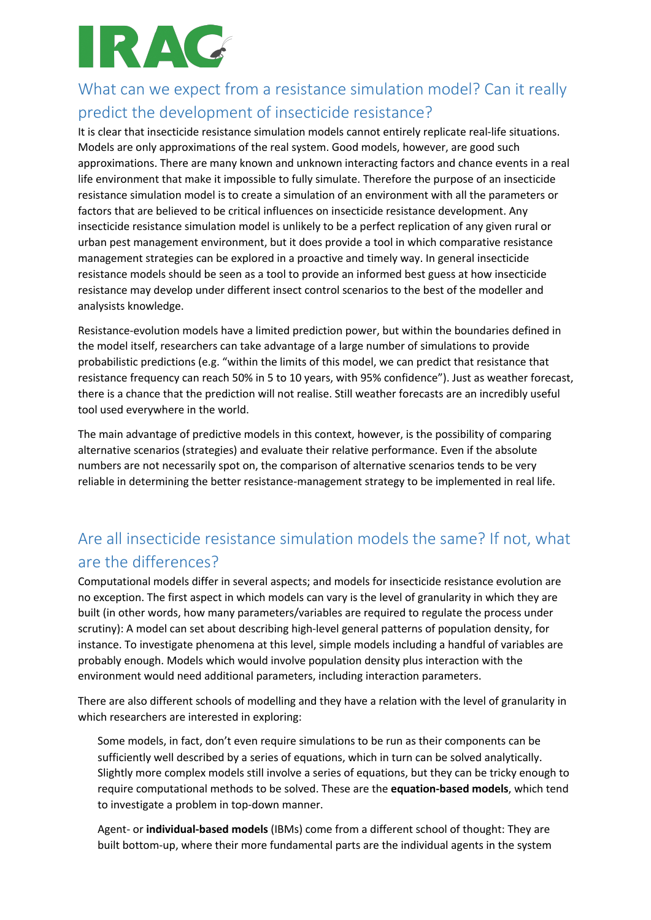## What can we expect from a resistance simulation model? Can it really predict the development of insecticide resistance?

It is clear that insecticide resistance simulation models cannot entirely replicate real-life situations. Models are only approximations of the real system. Good models, however, are good such approximations. There are many known and unknown interacting factors and chance events in a real life environment that make it impossible to fully simulate. Therefore the purpose of an insecticide resistance simulation model is to create a simulation of an environment with all the parameters or factors that are believed to be critical influences on insecticide resistance development. Any insecticide resistance simulation model is unlikely to be a perfect replication of any given rural or urban pest management environment, but it does provide a tool in which comparative resistance management strategies can be explored in a proactive and timely way. In general insecticide resistance models should be seen as a tool to provide an informed best guess at how insecticide resistance may develop under different insect control scenarios to the best of the modeller and analysists knowledge.

Resistance-evolution models have a limited prediction power, but within the boundaries defined in the model itself, researchers can take advantage of a large number of simulations to provide probabilistic predictions (e.g. "within the limits of this model, we can predict that resistance that resistance frequency can reach 50% in 5 to 10 years, with 95% confidence"). Just as weather forecast, there is a chance that the prediction will not realise. Still weather forecasts are an incredibly useful tool used everywhere in the world.

The main advantage of predictive models in this context, however, is the possibility of comparing alternative scenarios (strategies) and evaluate their relative performance. Even if the absolute numbers are not necessarily spot on, the comparison of alternative scenarios tends to be very reliable in determining the better resistance-management strategy to be implemented in real life.

## Are all insecticide resistance simulation models the same? If not, what are the differences?

Computational models differ in several aspects; and models for insecticide resistance evolution are no exception. The first aspect in which models can vary is the level of granularity in which they are built (in other words, how many parameters/variables are required to regulate the process under scrutiny): A model can set about describing high-level general patterns of population density, for instance. To investigate phenomena at this level, simple models including a handful of variables are probably enough. Models which would involve population density plus interaction with the environment would need additional parameters, including interaction parameters.

There are also different schools of modelling and they have a relation with the level of granularity in which researchers are interested in exploring:

> Some models, in fact, don't even require simulations to be run as their components can be sufficiently well described by a series of equations, which in turn can be solved analytically. Slightly more complex models still involve a series of equations, but they can be tricky enough to require computational methods to be solved. These are the **equation-based models**, which tend to investigate a problem in top-down manner.
>
> Agent- or **individual-based models** (IBMs) come from a different school of thought: They are built bottom-up, where their more fundamental parts are the individual agents in the system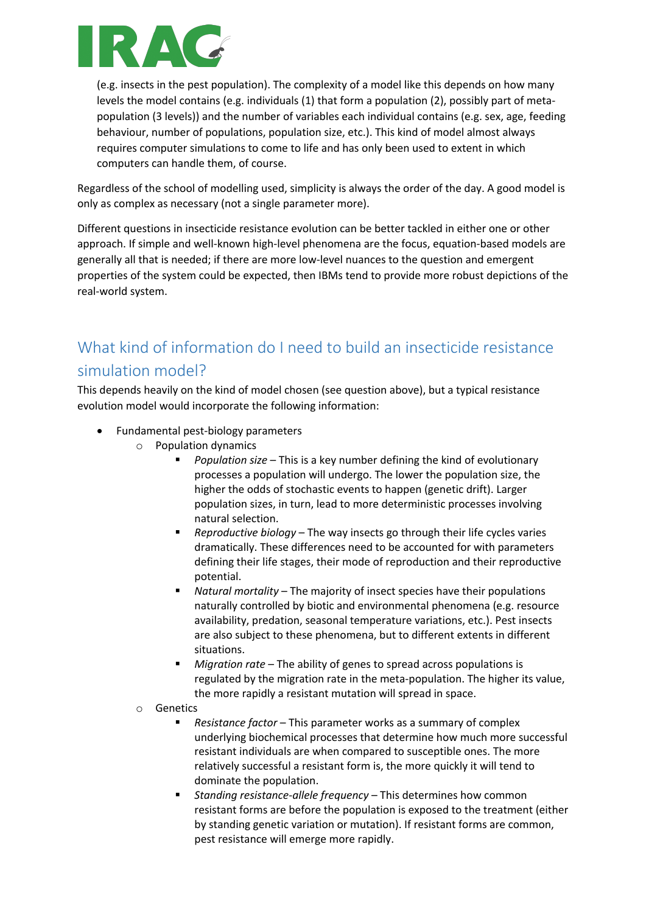(e.g. insects in the pest population). The complexity of a model like this depends on how many levels the model contains (e.g. individuals (1) that form a population (2), possibly part of meta-population (3 levels)) and the number of variables each individual contains (e.g. sex, age, feeding behaviour, number of populations, population size, etc.). This kind of model almost always requires computer simulations to come to life and has only been used to extent in which computers can handle them, of course.

Regardless of the school of modelling used, simplicity is always the order of the day. A good model is only as complex as necessary (not a single parameter more).

Different questions in insecticide resistance evolution can be better tackled in either one or other approach. If simple and well-known high-level phenomena are the focus, equation-based models are generally all that is needed; if there are more low-level nuances to the question and emergent properties of the system could be expected, then IBMs tend to provide more robust depictions of the real-world system.

## What kind of information do I need to build an insecticide resistance simulation model?

This depends heavily on the kind of model chosen (see question above), but a typical resistance evolution model would incorporate the following information:

- Fundamental pest-biology parameters
    - Population dynamics
        - *Population size* – This is a key number defining the kind of evolutionary processes a population will undergo. The lower the population size, the higher the odds of stochastic events to happen (genetic drift). Larger population sizes, in turn, lead to more deterministic processes involving natural selection.
        - *Reproductive biology* – The way insects go through their life cycles varies dramatically. These differences need to be accounted for with parameters defining their life stages, their mode of reproduction and their reproductive potential.
        - *Natural mortality* – The majority of insect species have their populations naturally controlled by biotic and environmental phenomena (e.g. resource availability, predation, seasonal temperature variations, etc.). Pest insects are also subject to these phenomena, but to different extents in different situations.
        - *Migration rate* – The ability of genes to spread across populations is regulated by the migration rate in the meta-population. The higher its value, the more rapidly a resistant mutation will spread in space.
    - Genetics
        - *Resistance factor* – This parameter works as a summary of complex underlying biochemical processes that determine how much more successful resistant individuals are when compared to susceptible ones. The more relatively successful a resistant form is, the more quickly it will tend to dominate the population.
        - *Standing resistance-allele frequency* – This determines how common resistant forms are before the population is exposed to the treatment (either by standing genetic variation or mutation). If resistant forms are common, pest resistance will emerge more rapidly.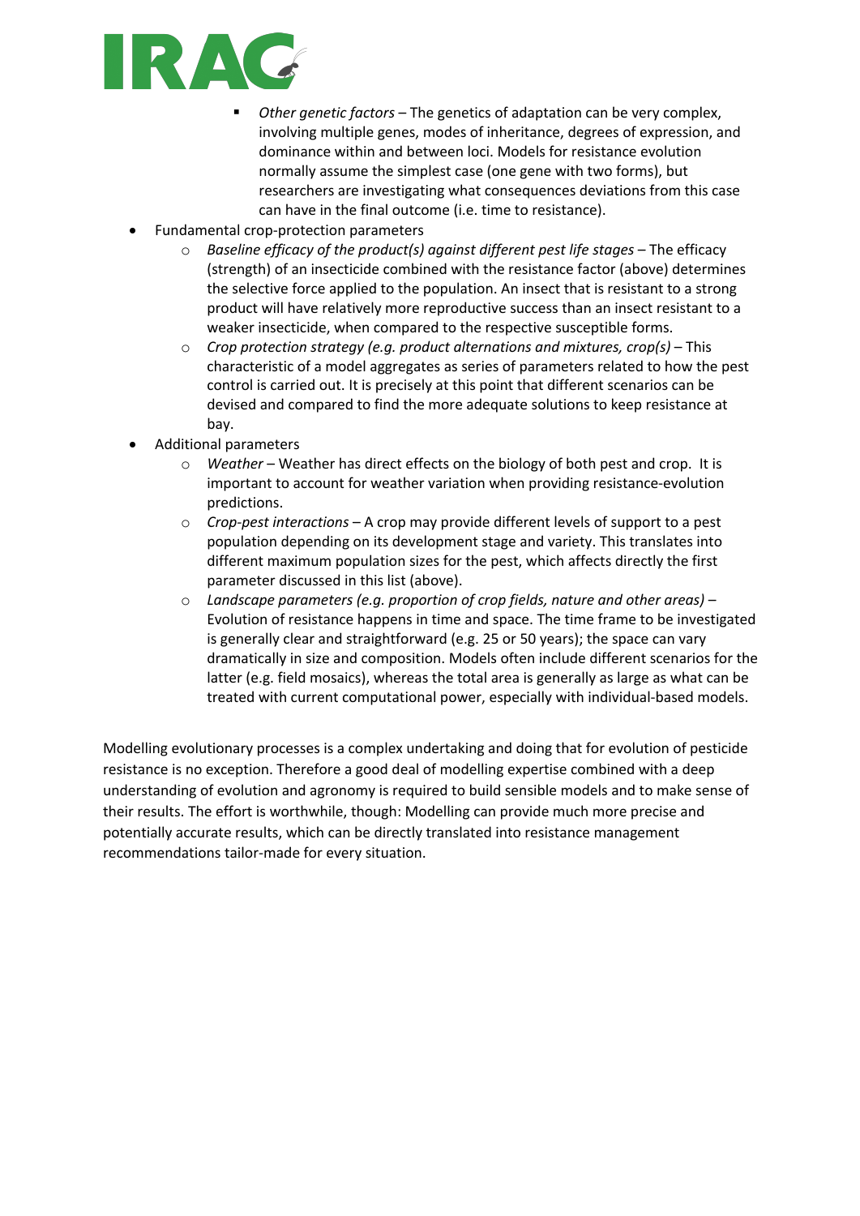- *Other genetic factors* – The genetics of adaptation can be very complex, involving multiple genes, modes of inheritance, degrees of expression, and dominance within and between loci. Models for resistance evolution normally assume the simplest case (one gene with two forms), but researchers are investigating what consequences deviations from this case can have in the final outcome (i.e. time to resistance).

- Fundamental crop-protection parameters
    - *Baseline efficacy of the product(s) against different pest life stages* – The efficacy (strength) of an insecticide combined with the resistance factor (above) determines the selective force applied to the population. An insect that is resistant to a strong product will have relatively more reproductive success than an insect resistant to a weaker insecticide, when compared to the respective susceptible forms.
    - *Crop protection strategy (e.g. product alternations and mixtures, crop(s)* – This characteristic of a model aggregates as series of parameters related to how the pest control is carried out. It is precisely at this point that different scenarios can be devised and compared to find the more adequate solutions to keep resistance at bay.
- Additional parameters
    - *Weather* – Weather has direct effects on the biology of both pest and crop. It is important to account for weather variation when providing resistance-evolution predictions.
    - *Crop-pest interactions* – A crop may provide different levels of support to a pest population depending on its development stage and variety. This translates into different maximum population sizes for the pest, which affects directly the first parameter discussed in this list (above).
    - *Landscape parameters (e.g. proportion of crop fields, nature and other areas)* – Evolution of resistance happens in time and space. The time frame to be investigated is generally clear and straightforward (e.g. 25 or 50 years); the space can vary dramatically in size and composition. Models often include different scenarios for the latter (e.g. field mosaics), whereas the total area is generally as large as what can be treated with current computational power, especially with individual-based models.

Modelling evolutionary processes is a complex undertaking and doing that for evolution of pesticide resistance is no exception. Therefore a good deal of modelling expertise combined with a deep understanding of evolution and agronomy is required to build sensible models and to make sense of their results. The effort is worthwhile, though: Modelling can provide much more precise and potentially accurate results, which can be directly translated into resistance management recommendations tailor-made for every situation.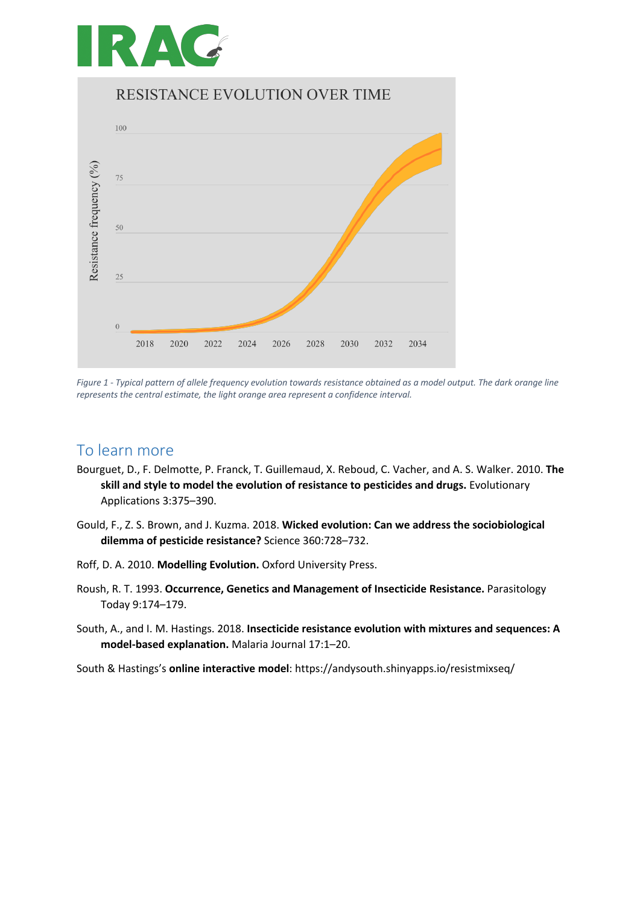RESISTANCE EVOLUTION OVER TIME

Resistance frequency (%)

100

75

50

25

0

2018 2020 2022 2024 2026 2028 2030 2032 2034

*Figure 1 - Typical pattern of allele frequency evolution towards resistance obtained as a model output. The dark orange line represents the central estimate, the light orange area represent a confidence interval.*

## To learn more

Bourguet, D., F. Delmotte, P. Franck, T. Guillemaud, X. Reboud, C. Vacher, and A. S. Walker. 2010. **The skill and style to model the evolution of resistance to pesticides and drugs.** Evolutionary Applications 3:375–390.

Gould, F., Z. S. Brown, and J. Kuzma. 2018. **Wicked evolution: Can we address the sociobiological dilemma of pesticide resistance?** Science 360:728–732.

Roff, D. A. 2010. **Modelling Evolution.** Oxford University Press.

Roush, R. T. 1993. **Occurrence, Genetics and Management of Insecticide Resistance.** Parasitology Today 9:174–179.

South, A., and I. M. Hastings. 2018. **Insecticide resistance evolution with mixtures and sequences: A model-based explanation.** Malaria Journal 17:1–20.

South & Hastings's **online interactive model**: https://andysouth.shinyapps.io/resistmixseq/